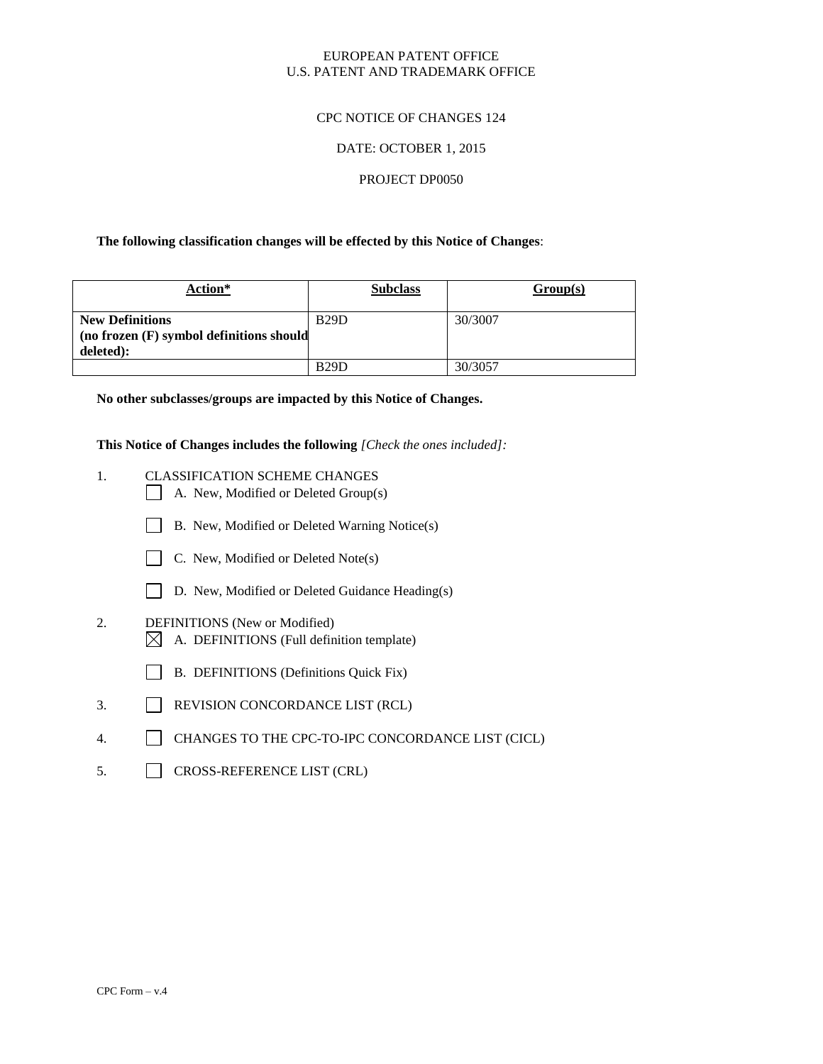EUROPEAN PATENT OFFICE
U.S. PATENT AND TRADEMARK OFFICE

CPC NOTICE OF CHANGES 124

DATE: OCTOBER 1, 2015

PROJECT DP0050

**The following classification changes will be effected by this Notice of Changes**:

| Action* | Subclass | Group(s) |
|---|---|---|
| **New Definitions (no frozen (F) symbol definitions should deleted):** | B29D | 30/3007 |
| | B29D | 30/3057 |

**No other subclasses/groups are impacted by this Notice of Changes.**

**This Notice of Changes includes the following** *[Check the ones included]:*

1. CLASSIFICATION SCHEME CHANGES
   - [ ] A. New, Modified or Deleted Group(s)
   - [ ] B. New, Modified or Deleted Warning Notice(s)
   - [ ] C. New, Modified or Deleted Note(s)
   - [ ] D. New, Modified or Deleted Guidance Heading(s)
2. DEFINITIONS (New or Modified)
   - [x] A. DEFINITIONS (Full definition template)
   - [ ] B. DEFINITIONS (Definitions Quick Fix)
3. [ ] REVISION CONCORDANCE LIST (RCL)
4. [ ] CHANGES TO THE CPC-TO-IPC CONCORDANCE LIST (CICL)
5. [ ] CROSS-REFERENCE LIST (CRL)

CPC Form – v.4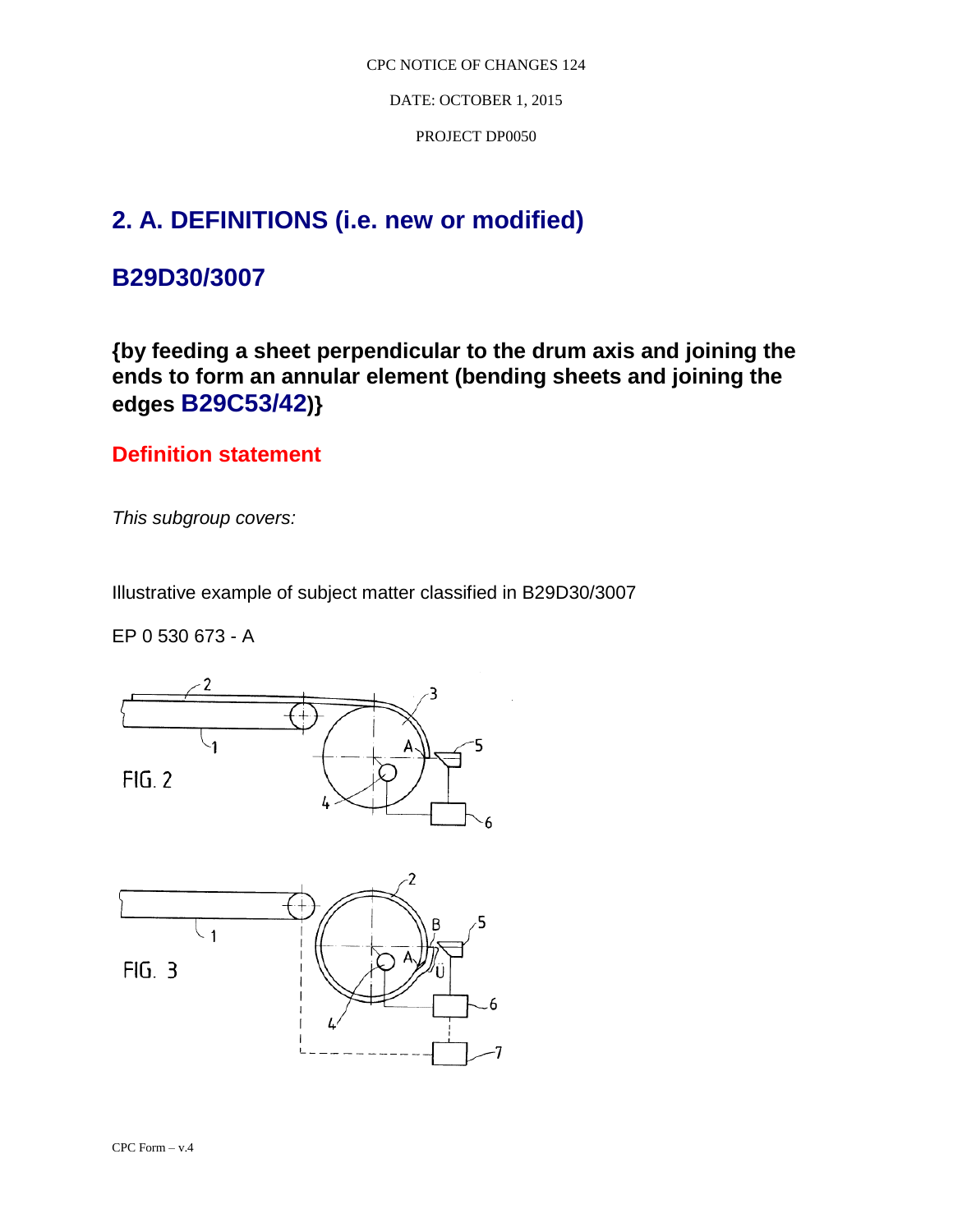## 2. A. DEFINITIONS (i.e. new or modified)

## B29D30/3007

### {by feeding a sheet perpendicular to the drum axis and joining the ends to form an annular element (bending sheets and joining the edges B29C53/42)}

**Definition statement**

*This subgroup covers:*

Illustrative example of subject matter classified in B29D30/3007

EP 0 530 673 - A

FIG. 2

FIG. 3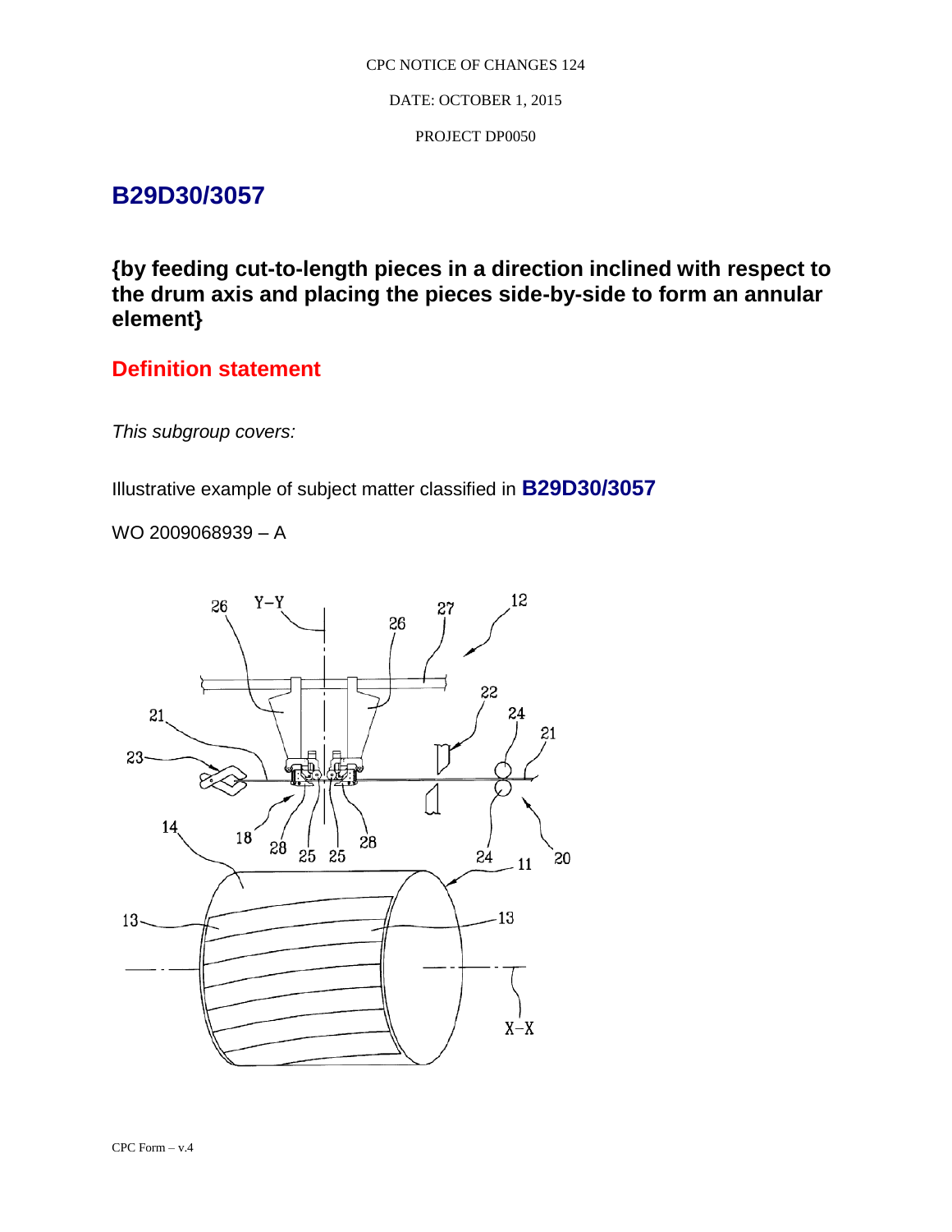# B29D30/3057

## {by feeding cut-to-length pieces in a direction inclined with respect to the drum axis and placing the pieces side-by-side to form an annular element}

### Definition statement

*This subgroup covers:*

Illustrative example of subject matter classified in **B29D30/3057**

WO 2009068939 – A

26
Y–Y
27
12
26
22
21
24
21
23
14
18
28
25
25
28
24
11
20
13
13
X–X

CPC Form – v.4